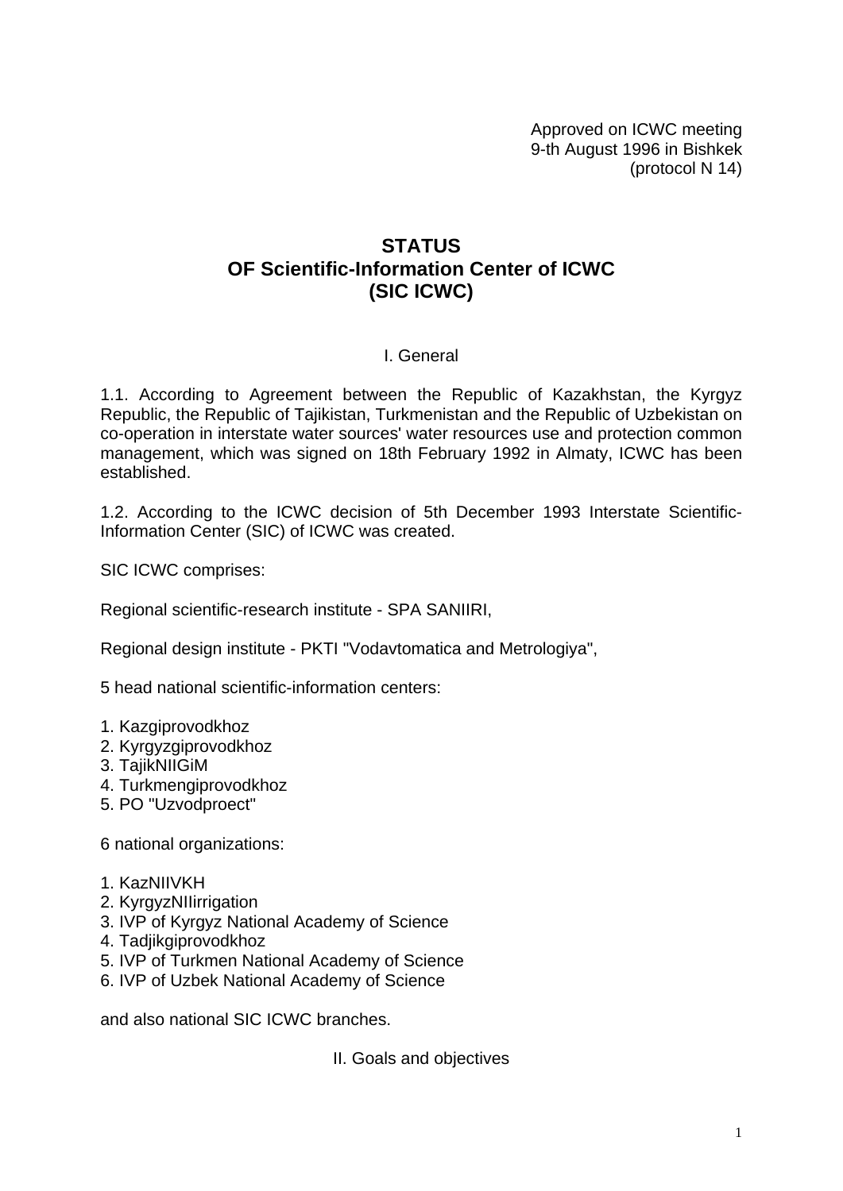Approved on ICWC meeting
9-th August 1996 in Bishkek
(protocol N 14)

# STATUS
# OF Scientific-Information Center of ICWC
# (SIC ICWC)

## I. General

1.1. According to Agreement between the Republic of Kazakhstan, the Kyrgyz Republic, the Republic of Tajikistan, Turkmenistan and the Republic of Uzbekistan on co-operation in interstate water sources' water resources use and protection common management, which was signed on 18th February 1992 in Almaty, ICWC has been established.

1.2. According to the ICWC decision of 5th December 1993 Interstate Scientific-Information Center (SIC) of ICWC was created.

SIC ICWC comprises:

Regional scientific-research institute - SPA SANIIRI,

Regional design institute - PKTI "Vodavtomatica and Metrologiya",

5 head national scientific-information centers:

1. Kazgiprovodkhoz
2. Kyrgyzgiprovodkhoz
3. TajikNIIGiM
4. Turkmengiprovodkhoz
5. PO "Uzvodproect"

6 national organizations:

1. KazNIIVKH
2. KyrgyzNIIirrigation
3. IVP of Kyrgyz National Academy of Science
4. Tadjikgiprovodkhoz
5. IVP of Turkmen National Academy of Science
6. IVP of Uzbek National Academy of Science

and also national SIC ICWC branches.

## II. Goals and objectives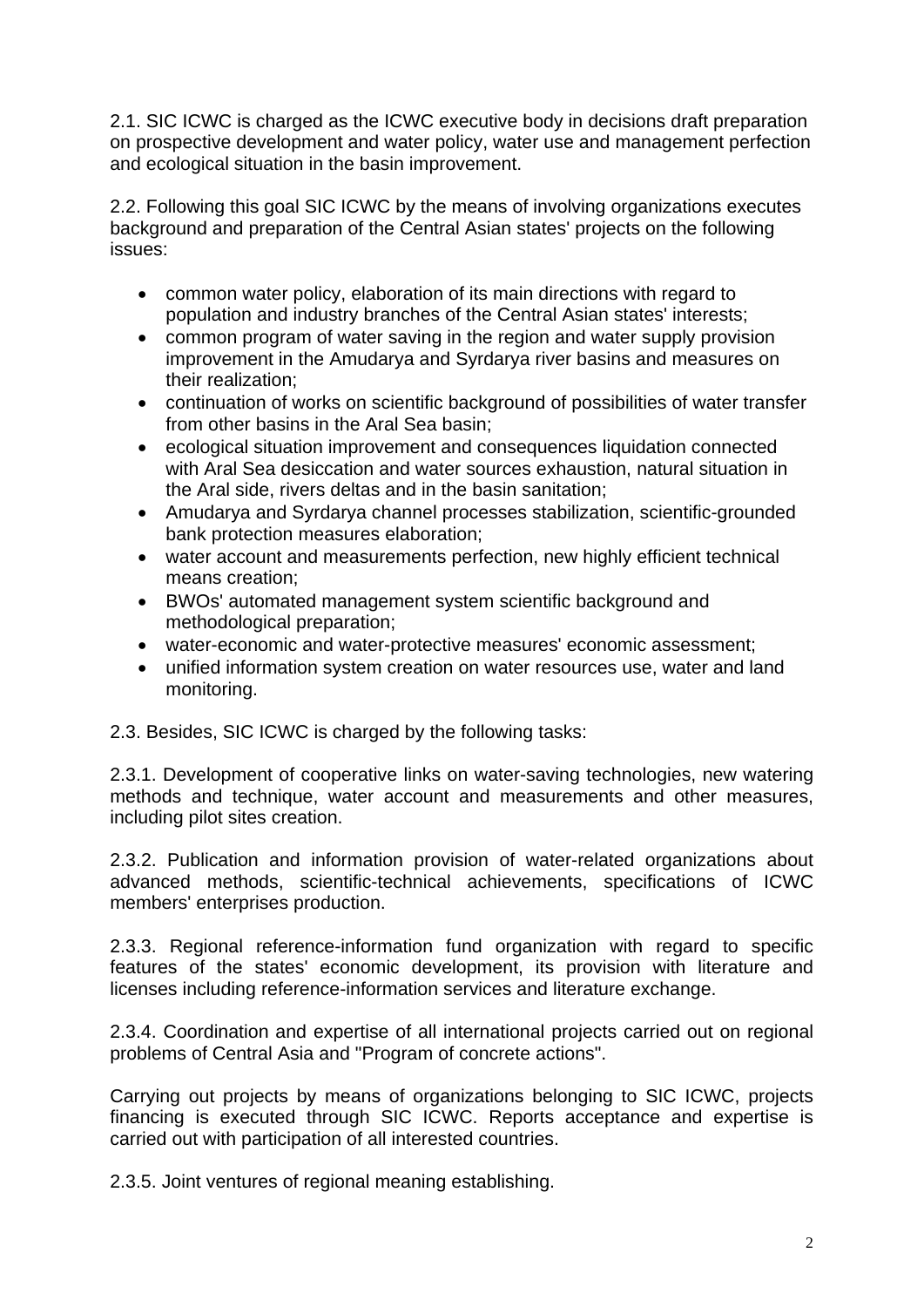2.1. SIC ICWC is charged as the ICWC executive body in decisions draft preparation on prospective development and water policy, water use and management perfection and ecological situation in the basin improvement.

2.2. Following this goal SIC ICWC by the means of involving organizations executes background and preparation of the Central Asian states' projects on the following issues:

- common water policy, elaboration of its main directions with regard to population and industry branches of the Central Asian states' interests;
- common program of water saving in the region and water supply provision improvement in the Amudarya and Syrdarya river basins and measures on their realization;
- continuation of works on scientific background of possibilities of water transfer from other basins in the Aral Sea basin;
- ecological situation improvement and consequences liquidation connected with Aral Sea desiccation and water sources exhaustion, natural situation in the Aral side, rivers deltas and in the basin sanitation;
- Amudarya and Syrdarya channel processes stabilization, scientific-grounded bank protection measures elaboration;
- water account and measurements perfection, new highly efficient technical means creation;
- BWOs' automated management system scientific background and methodological preparation;
- water-economic and water-protective measures' economic assessment;
- unified information system creation on water resources use, water and land monitoring.

2.3. Besides, SIC ICWC is charged by the following tasks:

2.3.1. Development of cooperative links on water-saving technologies, new watering methods and technique, water account and measurements and other measures, including pilot sites creation.

2.3.2. Publication and information provision of water-related organizations about advanced methods, scientific-technical achievements, specifications of ICWC members' enterprises production.

2.3.3. Regional reference-information fund organization with regard to specific features of the states' economic development, its provision with literature and licenses including reference-information services and literature exchange.

2.3.4. Coordination and expertise of all international projects carried out on regional problems of Central Asia and "Program of concrete actions".

Carrying out projects by means of organizations belonging to SIC ICWC, projects financing is executed through SIC ICWC. Reports acceptance and expertise is carried out with participation of all interested countries.

2.3.5. Joint ventures of regional meaning establishing.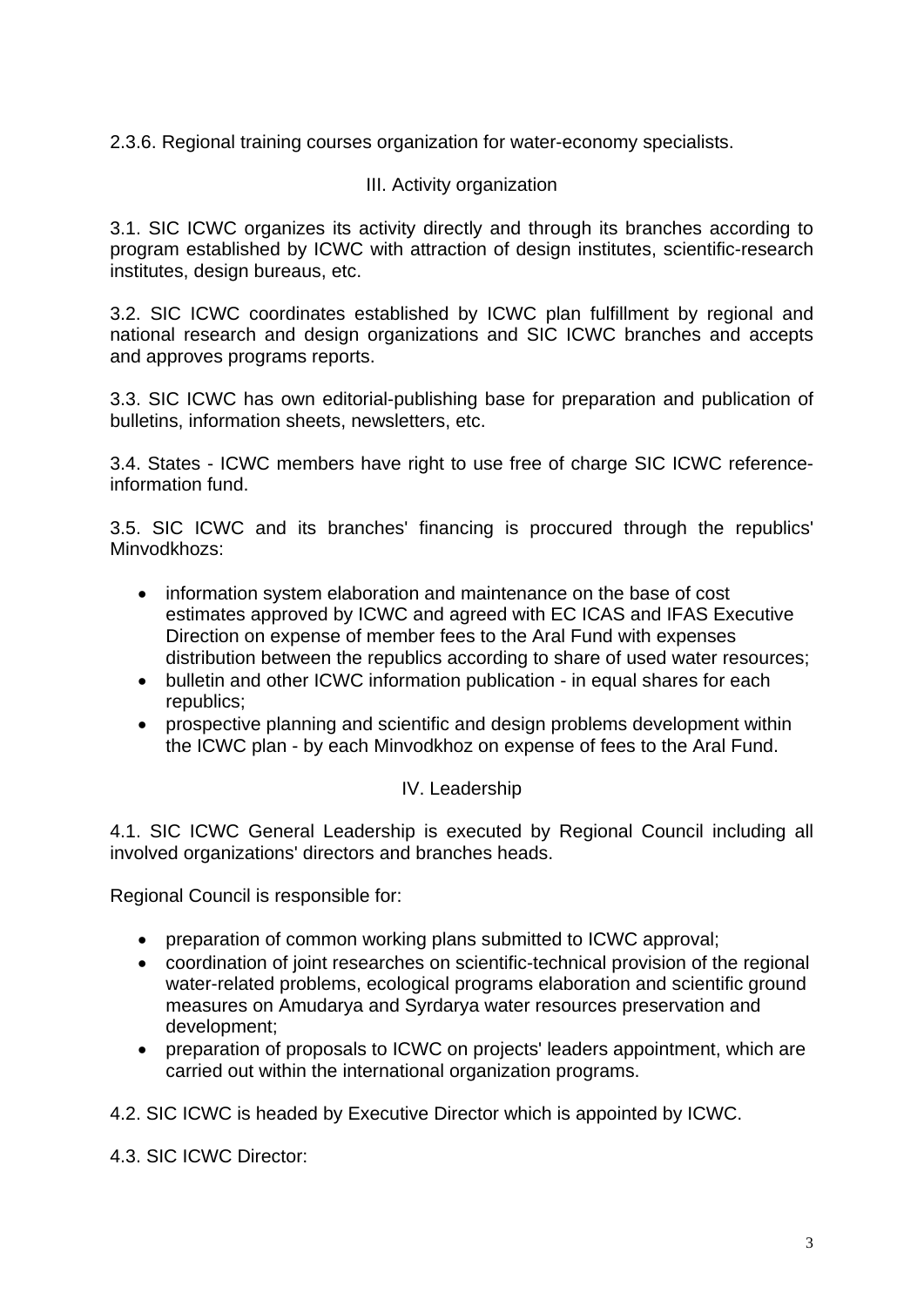2.3.6. Regional training courses organization for water-economy specialists.

## III. Activity organization

3.1. SIC ICWC organizes its activity directly and through its branches according to program established by ICWC with attraction of design institutes, scientific-research institutes, design bureaus, etc.

3.2. SIC ICWC coordinates established by ICWC plan fulfillment by regional and national research and design organizations and SIC ICWC branches and accepts and approves programs reports.

3.3. SIC ICWC has own editorial-publishing base for preparation and publication of bulletins, information sheets, newsletters, etc.

3.4. States - ICWC members have right to use free of charge SIC ICWC reference-information fund.

3.5. SIC ICWC and its branches' financing is proccured through the republics' Minvodkhozs:

- information system elaboration and maintenance on the base of cost estimates approved by ICWC and agreed with EC ICAS and IFAS Executive Direction on expense of member fees to the Aral Fund with expenses distribution between the republics according to share of used water resources;
- bulletin and other ICWC information publication - in equal shares for each republics;
- prospective planning and scientific and design problems development within the ICWC plan - by each Minvodkhoz on expense of fees to the Aral Fund.

## IV. Leadership

4.1. SIC ICWC General Leadership is executed by Regional Council including all involved organizations' directors and branches heads.

Regional Council is responsible for:

- preparation of common working plans submitted to ICWC approval;
- coordination of joint researches on scientific-technical provision of the regional water-related problems, ecological programs elaboration and scientific ground measures on Amudarya and Syrdarya water resources preservation and development;
- preparation of proposals to ICWC on projects' leaders appointment, which are carried out within the international organization programs.

4.2. SIC ICWC is headed by Executive Director which is appointed by ICWC.

4.3. SIC ICWC Director: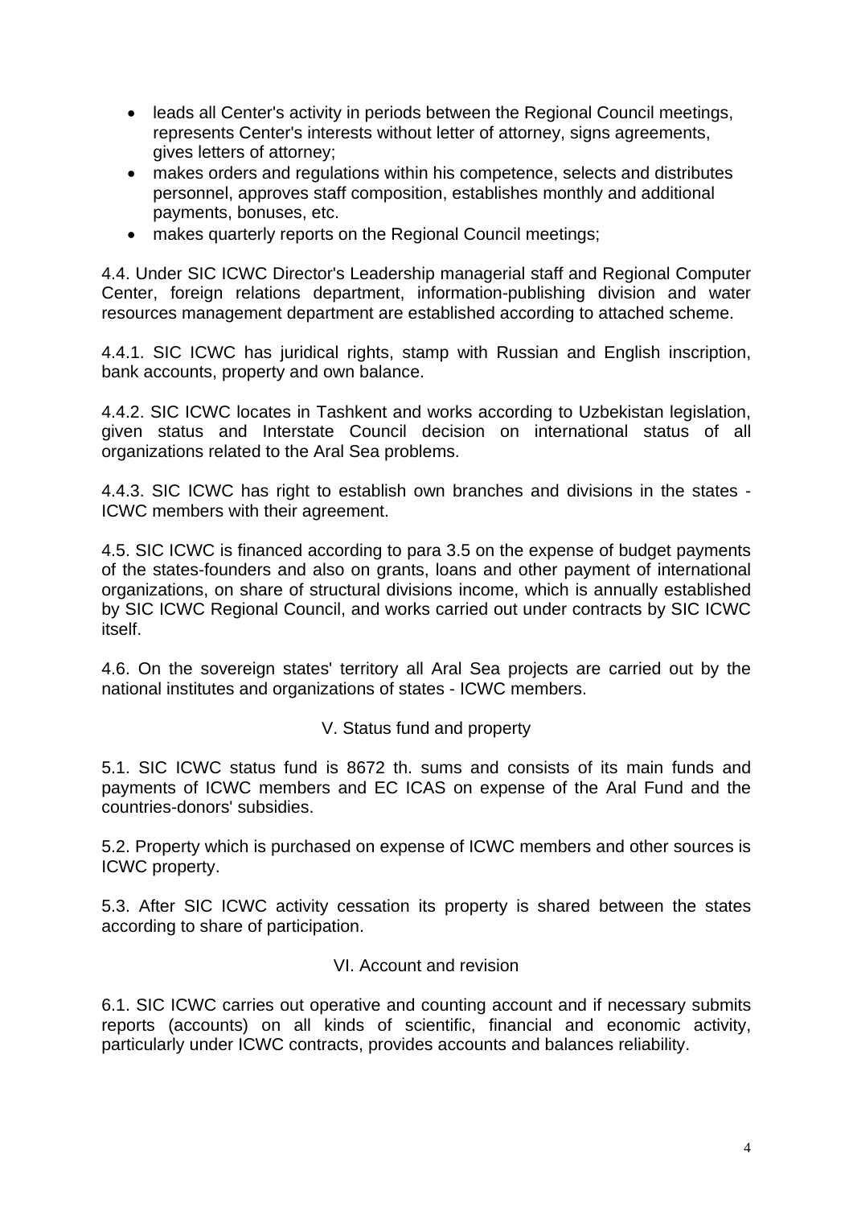- leads all Center's activity in periods between the Regional Council meetings, represents Center's interests without letter of attorney, signs agreements, gives letters of attorney;
- makes orders and regulations within his competence, selects and distributes personnel, approves staff composition, establishes monthly and additional payments, bonuses, etc.
- makes quarterly reports on the Regional Council meetings;

4.4. Under SIC ICWC Director's Leadership managerial staff and Regional Computer Center, foreign relations department, information-publishing division and water resources management department are established according to attached scheme.

4.4.1. SIC ICWC has juridical rights, stamp with Russian and English inscription, bank accounts, property and own balance.

4.4.2. SIC ICWC locates in Tashkent and works according to Uzbekistan legislation, given status and Interstate Council decision on international status of all organizations related to the Aral Sea problems.

4.4.3. SIC ICWC has right to establish own branches and divisions in the states - ICWC members with their agreement.

4.5. SIC ICWC is financed according to para 3.5 on the expense of budget payments of the states-founders and also on grants, loans and other payment of international organizations, on share of structural divisions income, which is annually established by SIC ICWC Regional Council, and works carried out under contracts by SIC ICWC itself.

4.6. On the sovereign states' territory all Aral Sea projects are carried out by the national institutes and organizations of states - ICWC members.

## V. Status fund and property

5.1. SIC ICWC status fund is 8672 th. sums and consists of its main funds and payments of ICWC members and EC ICAS on expense of the Aral Fund and the countries-donors' subsidies.

5.2. Property which is purchased on expense of ICWC members and other sources is ICWC property.

5.3. After SIC ICWC activity cessation its property is shared between the states according to share of participation.

## VI. Account and revision

6.1. SIC ICWC carries out operative and counting account and if necessary submits reports (accounts) on all kinds of scientific, financial and economic activity, particularly under ICWC contracts, provides accounts and balances reliability.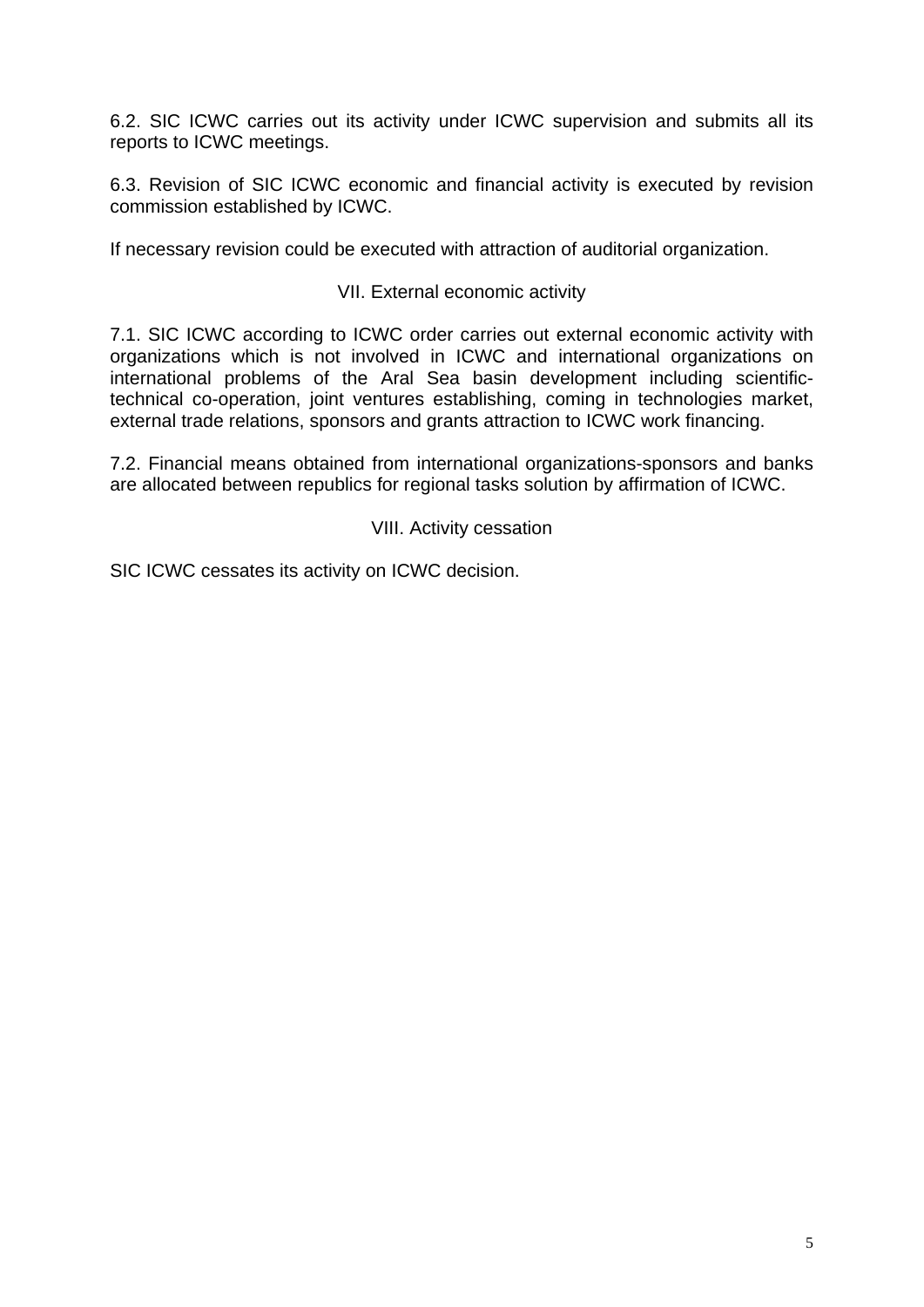6.2. SIC ICWC carries out its activity under ICWC supervision and submits all its reports to ICWC meetings.

6.3. Revision of SIC ICWC economic and financial activity is executed by revision commission established by ICWC.

If necessary revision could be executed with attraction of auditorial organization.

## VII. External economic activity

7.1. SIC ICWC according to ICWC order carries out external economic activity with organizations which is not involved in ICWC and international organizations on international problems of the Aral Sea basin development including scientific-technical co-operation, joint ventures establishing, coming in technologies market, external trade relations, sponsors and grants attraction to ICWC work financing.

7.2. Financial means obtained from international organizations-sponsors and banks are allocated between republics for regional tasks solution by affirmation of ICWC.

## VIII. Activity cessation

SIC ICWC cessates its activity on ICWC decision.